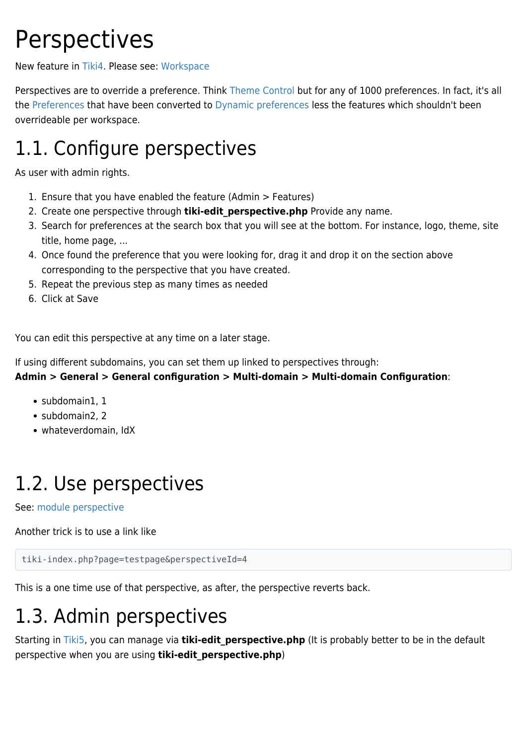# Perspectives

New feature in Tiki4. Please see: Workspace

Perspectives are to override a preference. Think Theme Control but for any of 1000 preferences. In fact, it's all the Preferences that have been converted to Dynamic preferences less the features which shouldn't been overrideable per workspace.

## 1.1. Configure perspectives

As user with admin rights.

1. Ensure that you have enabled the feature (Admin > Features)
2. Create one perspective through **tiki-edit_perspective.php** Provide any name.
3. Search for preferences at the search box that you will see at the bottom. For instance, logo, theme, site title, home page, ...
4. Once found the preference that you were looking for, drag it and drop it on the section above corresponding to the perspective that you have created.
5. Repeat the previous step as many times as needed
6. Click at Save

You can edit this perspective at any time on a later stage.

If using different subdomains, you can set them up linked to perspectives through:
**Admin > General > General configuration > Multi-domain > Multi-domain Configuration**:

- subdomain1, 1
- subdomain2, 2
- whateverdomain, IdX

## 1.2. Use perspectives

See: module perspective

Another trick is to use a link like

```
tiki-index.php?page=testpage&perspectiveId=4
```

This is a one time use of that perspective, as after, the perspective reverts back.

## 1.3. Admin perspectives

Starting in Tiki5, you can manage via **tiki-edit_perspective.php** (It is probably better to be in the default perspective when you are using **tiki-edit_perspective.php**)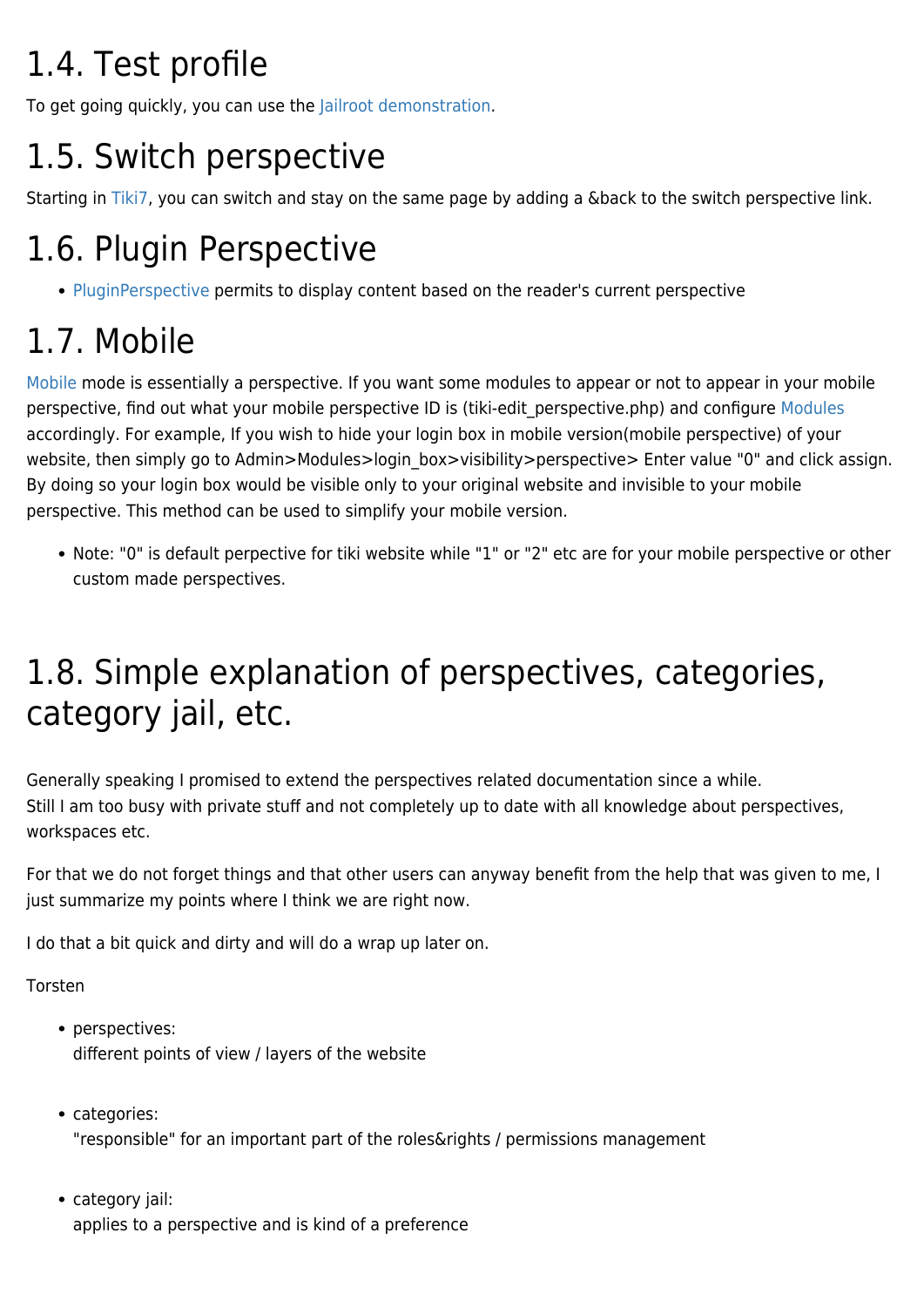# 1.4. Test profile

To get going quickly, you can use the Jailroot demonstration.

# 1.5. Switch perspective

Starting in Tiki7, you can switch and stay on the same page by adding a &back to the switch perspective link.

# 1.6. Plugin Perspective

- PluginPerspective permits to display content based on the reader's current perspective

# 1.7. Mobile

Mobile mode is essentially a perspective. If you want some modules to appear or not to appear in your mobile perspective, find out what your mobile perspective ID is (tiki-edit_perspective.php) and configure Modules accordingly. For example, If you wish to hide your login box in mobile version(mobile perspective) of your website, then simply go to Admin>Modules>login_box>visibility>perspective> Enter value "0" and click assign. By doing so your login box would be visible only to your original website and invisible to your mobile perspective. This method can be used to simplify your mobile version.

- Note: "0" is default perpective for tiki website while "1" or "2" etc are for your mobile perspective or other custom made perspectives.

# 1.8. Simple explanation of perspectives, categories, category jail, etc.

Generally speaking I promised to extend the perspectives related documentation since a while.
Still I am too busy with private stuff and not completely up to date with all knowledge about perspectives, workspaces etc.

For that we do not forget things and that other users can anyway benefit from the help that was given to me, I just summarize my points where I think we are right now.

I do that a bit quick and dirty and will do a wrap up later on.

Torsten

- perspectives:
  different points of view / layers of the website

- categories:
  "responsible" for an important part of the roles&rights / permissions management

- category jail:
  applies to a perspective and is kind of a preference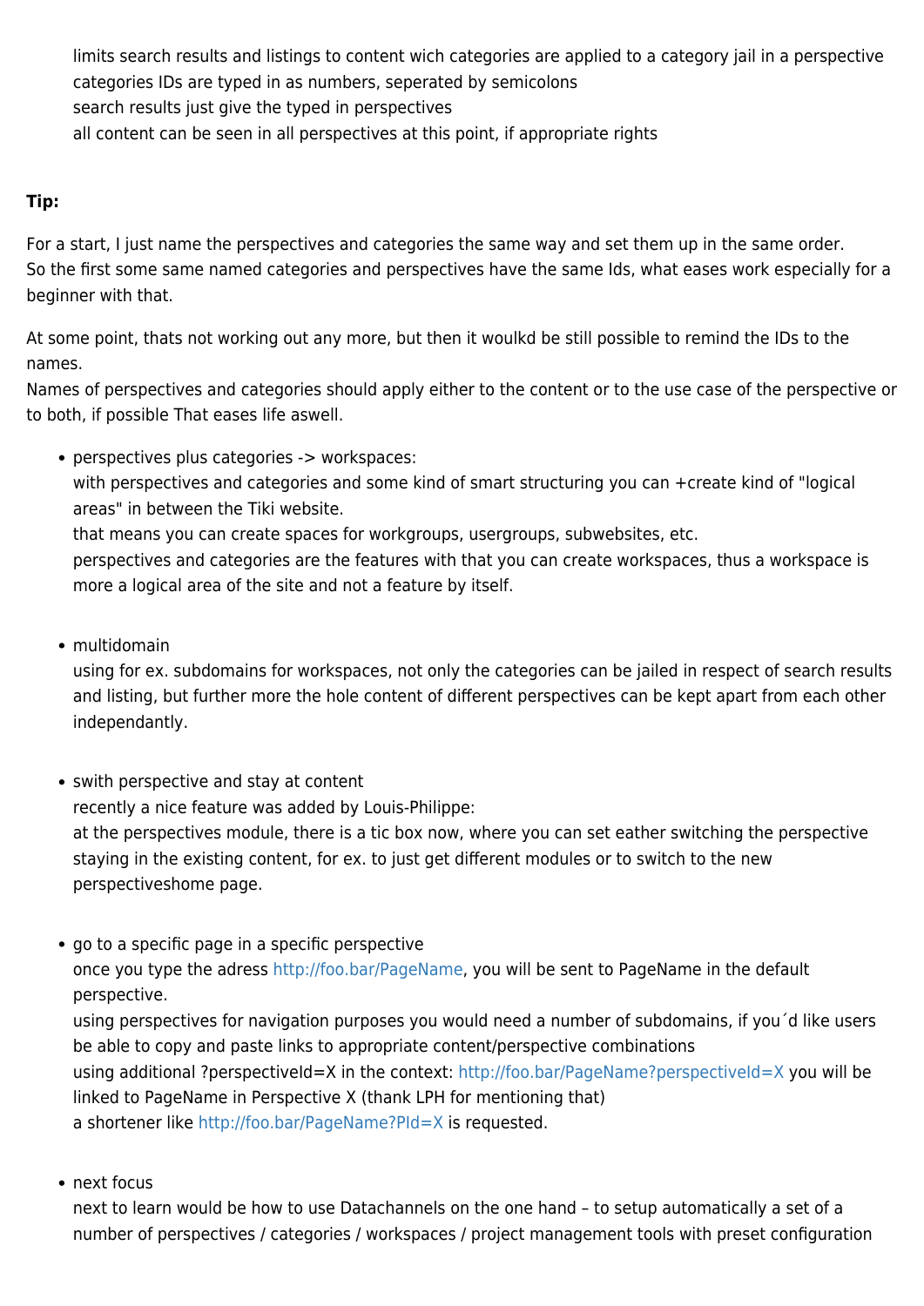limits search results and listings to content wich categories are applied to a category jail in a perspective
categories IDs are typed in as numbers, seperated by semicolons
search results just give the typed in perspectives
all content can be seen in all perspectives at this point, if appropriate rights

**Tip:**

For a start, I just name the perspectives and categories the same way and set them up in the same order.
So the first some same named categories and perspectives have the same Ids, what eases work especially for a beginner with that.

At some point, thats not working out any more, but then it woulkd be still possible to remind the IDs to the names.
Names of perspectives and categories should apply either to the content or to the use case of the perspective or to both, if possible That eases life aswell.

- perspectives plus categories -> workspaces:
  with perspectives and categories and some kind of smart structuring you can +create kind of "logical areas" in between the Tiki website.
  that means you can create spaces for workgroups, usergroups, subwebsites, etc.
  perspectives and categories are the features with that you can create workspaces, thus a workspace is more a logical area of the site and not a feature by itself.

- multidomain
  using for ex. subdomains for workspaces, not only the categories can be jailed in respect of search results and listing, but further more the hole content of different perspectives can be kept apart from each other independantly.

- swith perspective and stay at content
  recently a nice feature was added by Louis-Philippe:
  at the perspectives module, there is a tic box now, where you can set eather switching the perspective staying in the existing content, for ex. to just get different modules or to switch to the new perspectiveshome page.

- go to a specific page in a specific perspective
  once you type the adress http://foo.bar/PageName, you will be sent to PageName in the default perspective.
  using perspectives for navigation purposes you would need a number of subdomains, if you´d like users be able to copy and paste links to appropriate content/perspective combinations
  using additional ?perspectiveId=X in the context: http://foo.bar/PageName?perspectiveId=X you will be linked to PageName in Perspective X (thank LPH for mentioning that)
  a shortener like http://foo.bar/PageName?PId=X is requested.

- next focus
  next to learn would be how to use Datachannels on the one hand – to setup automatically a set of a number of perspectives / categories / workspaces / project management tools with preset configuration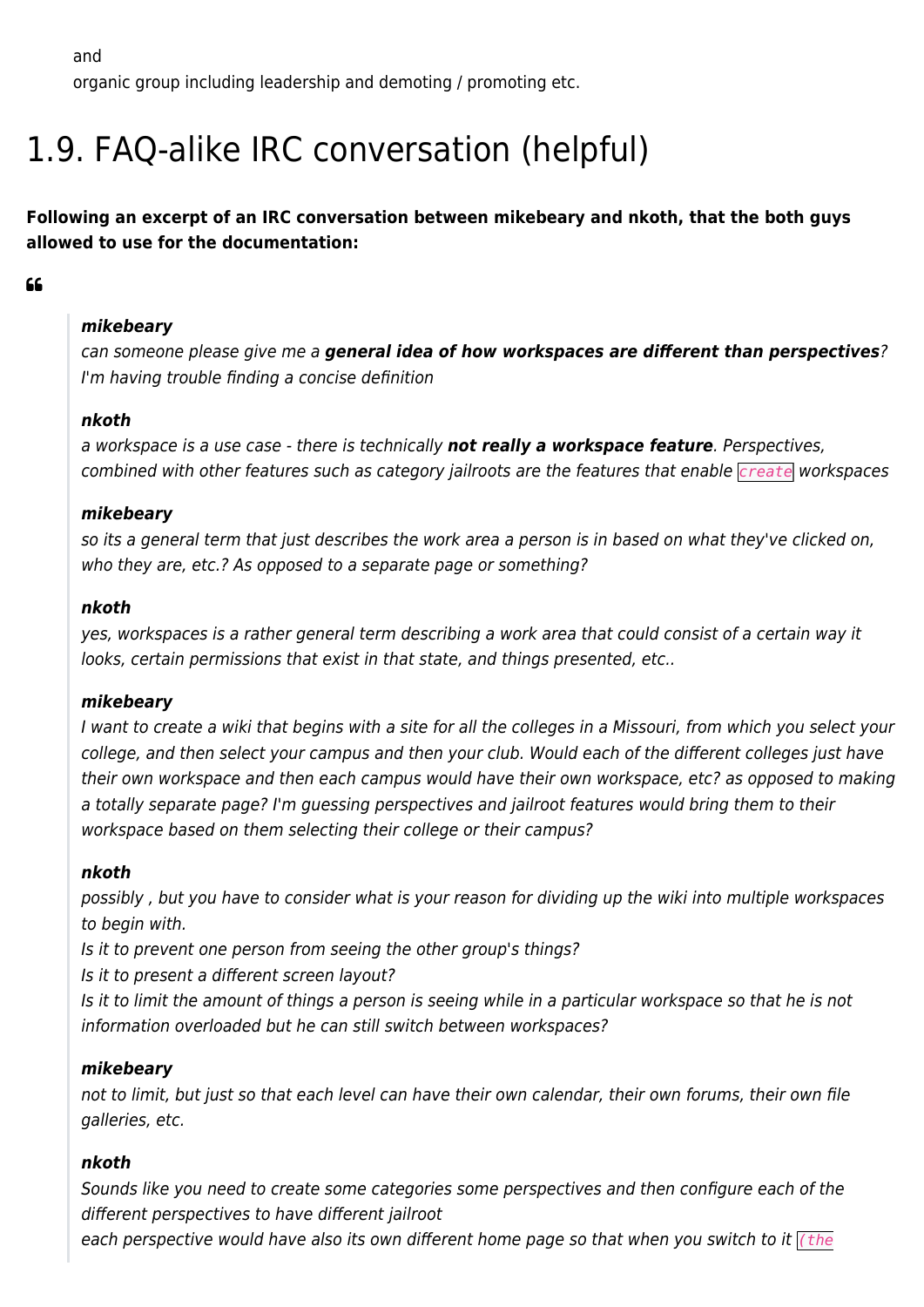and
organic group including leadership and demoting / promoting etc.

# 1.9. FAQ-alike IRC conversation (helpful)

**Following an excerpt of an IRC conversation between mikebeary and nkoth, that the both guys allowed to use for the documentation:**

> ***mikebeary***
> *can someone please give me a **general idea of how workspaces are different than perspectives**? I'm having trouble finding a concise definition*
>
> ***nkoth***
> *a workspace is a use case - there is technically **not really a workspace feature**. Perspectives, combined with other features such as category jailroots are the features that enable `create` workspaces*
>
> ***mikebeary***
> *so its a general term that just describes the work area a person is in based on what they've clicked on, who they are, etc.? As opposed to a separate page or something?*
>
> ***nkoth***
> *yes, workspaces is a rather general term describing a work area that could consist of a certain way it looks, certain permissions that exist in that state, and things presented, etc..*
>
> ***mikebeary***
> *I want to create a wiki that begins with a site for all the colleges in a Missouri, from which you select your college, and then select your campus and then your club. Would each of the different colleges just have their own workspace and then each campus would have their own workspace, etc? as opposed to making a totally separate page? I'm guessing perspectives and jailroot features would bring them to their workspace based on them selecting their college or their campus?*
>
> ***nkoth***
> *possibly , but you have to consider what is your reason for dividing up the wiki into multiple workspaces to begin with.*
> *Is it to prevent one person from seeing the other group's things?*
> *Is it to present a different screen layout?*
> *Is it to limit the amount of things a person is seeing while in a particular workspace so that he is not information overloaded but he can still switch between workspaces?*
>
> ***mikebeary***
> *not to limit, but just so that each level can have their own calendar, their own forums, their own file galleries, etc.*
>
> ***nkoth***
> *Sounds like you need to create some categories some perspectives and then configure each of the different perspectives to have different jailroot*
> *each perspective would have also its own different home page so that when you switch to it `(the`*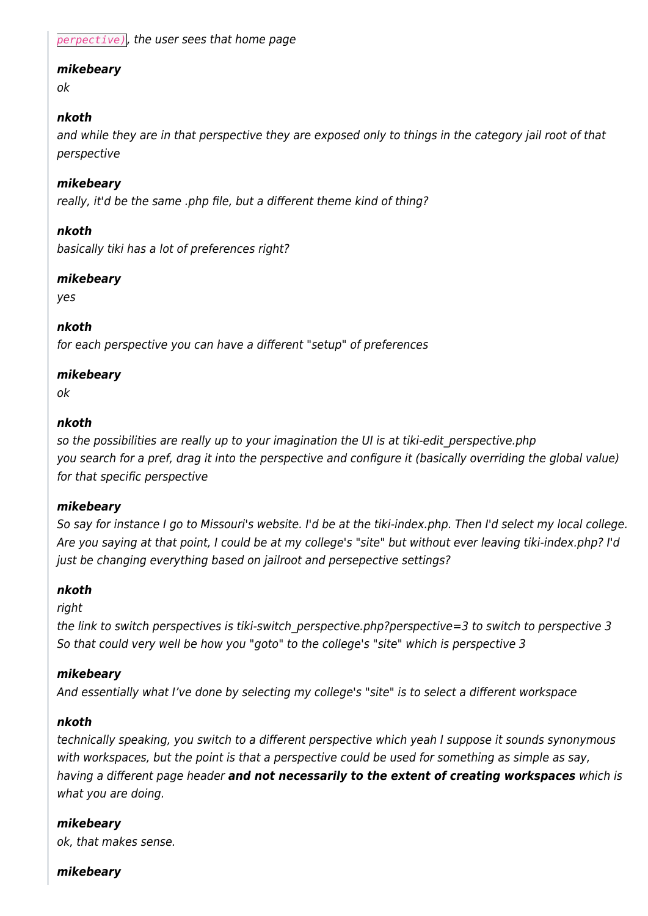> *`perpective)`, the user sees that home page*
>
> ***mikebeary***
> *ok*
>
> ***nkoth***
> *and while they are in that perspective they are exposed only to things in the category jail root of that perspective*
>
> ***mikebeary***
> *really, it'd be the same .php file, but a different theme kind of thing?*
>
> ***nkoth***
> *basically tiki has a lot of preferences right?*
>
> ***mikebeary***
> *yes*
>
> ***nkoth***
> *for each perspective you can have a different "setup" of preferences*
>
> ***mikebeary***
> *ok*
>
> ***nkoth***
> *so the possibilities are really up to your imagination the UI is at tiki-edit_perspective.php*
> *you search for a pref, drag it into the perspective and configure it (basically overriding the global value) for that specific perspective*
>
> ***mikebeary***
> *So say for instance I go to Missouri's website. I'd be at the tiki-index.php. Then I'd select my local college. Are you saying at that point, I could be at my college's "site" but without ever leaving tiki-index.php? I'd just be changing everything based on jailroot and persepective settings?*
>
> ***nkoth***
> *right*
> *the link to switch perspectives is tiki-switch_perspective.php?perspective=3 to switch to perspective 3*
> *So that could very well be how you "goto" to the college's "site" which is perspective 3*
>
> ***mikebeary***
> *And essentially what I've done by selecting my college's "site" is to select a different workspace*
>
> ***nkoth***
> *technically speaking, you switch to a different perspective which yeah I suppose it sounds synonymous with workspaces, but the point is that a perspective could be used for something as simple as say, having a different page header* ***and not necessarily to the extent of creating workspaces*** *which is what you are doing.*
>
> ***mikebeary***
> *ok, that makes sense.*
>
> ***mikebeary***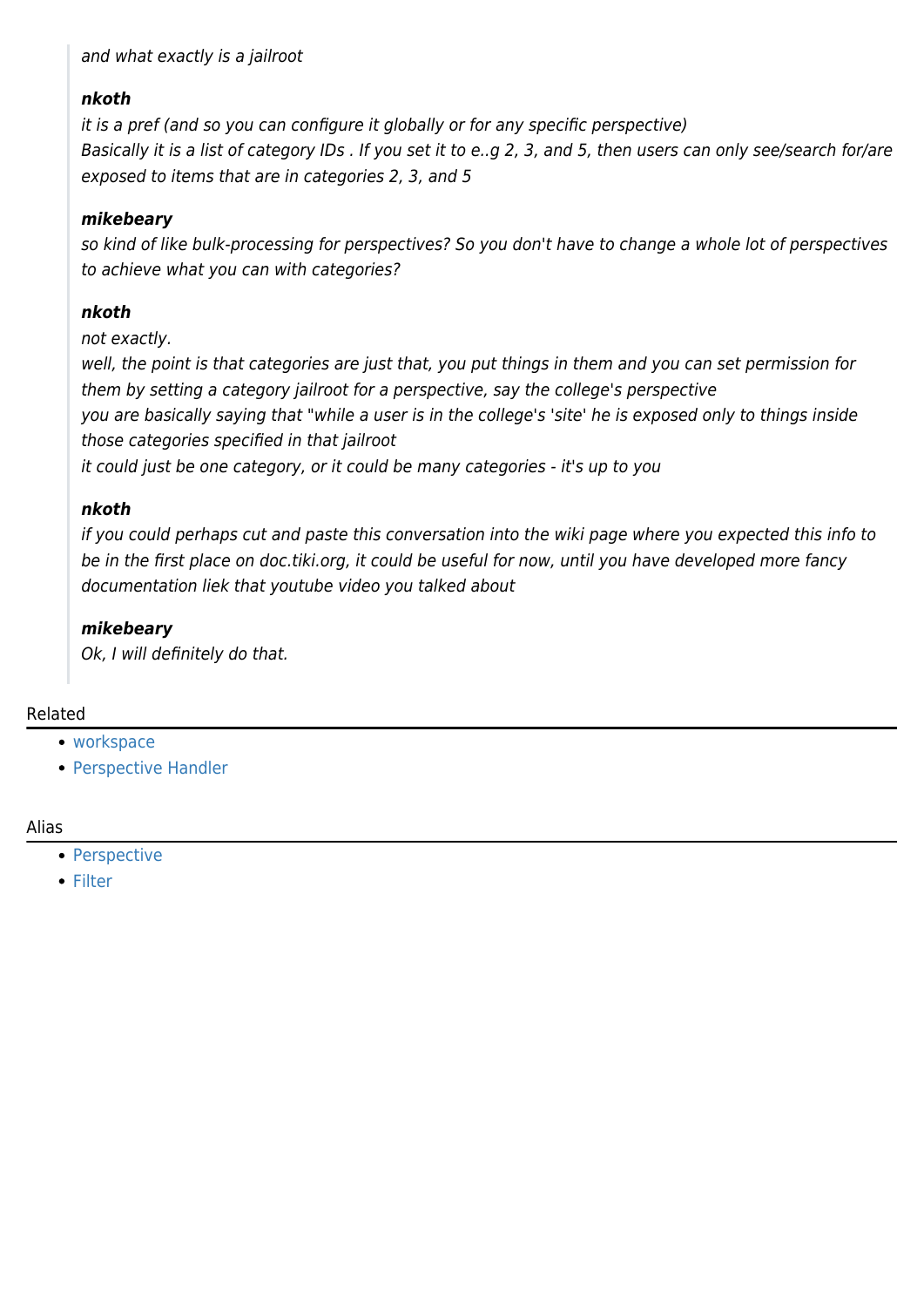> *and what exactly is a jailroot*
>
> ***nkoth***
> *it is a pref (and so you can configure it globally or for any specific perspective)*
> *Basically it is a list of category IDs . If you set it to e..g 2, 3, and 5, then users can only see/search for/are exposed to items that are in categories 2, 3, and 5*
>
> ***mikebeary***
> *so kind of like bulk-processing for perspectives? So you don't have to change a whole lot of perspectives to achieve what you can with categories?*
>
> ***nkoth***
> *not exactly.*
> *well, the point is that categories are just that, you put things in them and you can set permission for them by setting a category jailroot for a perspective, say the college's perspective*
> *you are basically saying that "while a user is in the college's 'site' he is exposed only to things inside those categories specified in that jailroot*
> *it could just be one category, or it could be many categories - it's up to you*
>
> ***nkoth***
> *if you could perhaps cut and paste this conversation into the wiki page where you expected this info to be in the first place on doc.tiki.org, it could be useful for now, until you have developed more fancy documentation liek that youtube video you talked about*
>
> ***mikebeary***
> *Ok, I will definitely do that.*

## Related

- workspace
- Perspective Handler

## Alias

- Perspective
- Filter